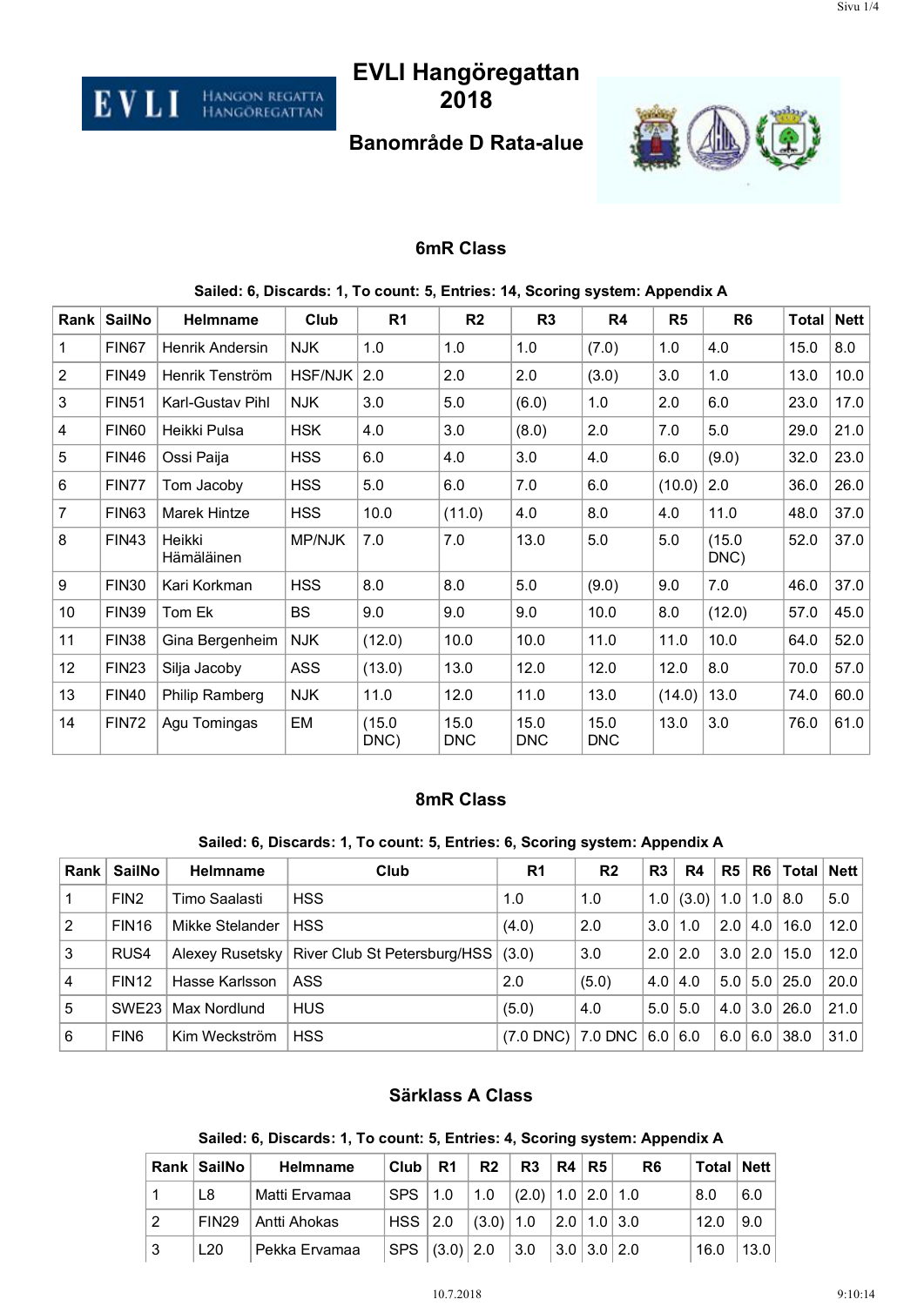# EVLI Hangöregattan 2018

## Banområde D Rata-alue

### 6mR Class

**Sailed: 6, Discards: 1, To count: 5, Entries: 14, Scoring system: Appendix A**

| Rank | SailNo | Helmname | Club | R1 | R2 | R3 | R4 | R5 | R6 | Total | Nett |
|---|---|---|---|---|---|---|---|---|---|---|---|
| 1 | FIN67 | Henrik Andersin | NJK | 1.0 | 1.0 | 1.0 | (7.0) | 1.0 | 4.0 | 15.0 | 8.0 |
| 2 | FIN49 | Henrik Tenström | HSF/NJK | 2.0 | 2.0 | 2.0 | (3.0) | 3.0 | 1.0 | 13.0 | 10.0 |
| 3 | FIN51 | Karl-Gustav Pihl | NJK | 3.0 | 5.0 | (6.0) | 1.0 | 2.0 | 6.0 | 23.0 | 17.0 |
| 4 | FIN60 | Heikki Pulsa | HSK | 4.0 | 3.0 | (8.0) | 2.0 | 7.0 | 5.0 | 29.0 | 21.0 |
| 5 | FIN46 | Ossi Paija | HSS | 6.0 | 4.0 | 3.0 | 4.0 | 6.0 | (9.0) | 32.0 | 23.0 |
| 6 | FIN77 | Tom Jacoby | HSS | 5.0 | 6.0 | 7.0 | 6.0 | (10.0) | 2.0 | 36.0 | 26.0 |
| 7 | FIN63 | Marek Hintze | HSS | 10.0 | (11.0) | 4.0 | 8.0 | 4.0 | 11.0 | 48.0 | 37.0 |
| 8 | FIN43 | Heikki Hämäläinen | MP/NJK | 7.0 | 7.0 | 13.0 | 5.0 | 5.0 | (15.0 DNC) | 52.0 | 37.0 |
| 9 | FIN30 | Kari Korkman | HSS | 8.0 | 8.0 | 5.0 | (9.0) | 9.0 | 7.0 | 46.0 | 37.0 |
| 10 | FIN39 | Tom Ek | BS | 9.0 | 9.0 | 9.0 | 10.0 | 8.0 | (12.0) | 57.0 | 45.0 |
| 11 | FIN38 | Gina Bergenheim | NJK | (12.0) | 10.0 | 10.0 | 11.0 | 11.0 | 10.0 | 64.0 | 52.0 |
| 12 | FIN23 | Silja Jacoby | ASS | (13.0) | 13.0 | 12.0 | 12.0 | 12.0 | 8.0 | 70.0 | 57.0 |
| 13 | FIN40 | Philip Ramberg | NJK | 11.0 | 12.0 | 11.0 | 13.0 | (14.0) | 13.0 | 74.0 | 60.0 |
| 14 | FIN72 | Agu Tomingas | EM | (15.0 DNC) | 15.0 DNC | 15.0 DNC | 15.0 DNC | 13.0 | 3.0 | 76.0 | 61.0 |

### 8mR Class

**Sailed: 6, Discards: 1, To count: 5, Entries: 6, Scoring system: Appendix A**

| Rank | SailNo | Helmname | Club | R1 | R2 | R3 | R4 | R5 | R6 | Total | Nett |
|---|---|---|---|---|---|---|---|---|---|---|---|
| 1 | FIN2 | Timo Saalasti | HSS | 1.0 | 1.0 | 1.0 | (3.0) | 1.0 | 1.0 | 8.0 | 5.0 |
| 2 | FIN16 | Mikke Stelander | HSS | (4.0) | 2.0 | 3.0 | 1.0 | 2.0 | 4.0 | 16.0 | 12.0 |
| 3 | RUS4 | Alexey Rusetsky | River Club St Petersburg/HSS | (3.0) | 3.0 | 2.0 | 2.0 | 3.0 | 2.0 | 15.0 | 12.0 |
| 4 | FIN12 | Hasse Karlsson | ASS | 2.0 | (5.0) | 4.0 | 4.0 | 5.0 | 5.0 | 25.0 | 20.0 |
| 5 | SWE23 | Max Nordlund | HUS | (5.0) | 4.0 | 5.0 | 5.0 | 4.0 | 3.0 | 26.0 | 21.0 |
| 6 | FIN6 | Kim Weckström | HSS | (7.0 DNC) | 7.0 DNC | 6.0 | 6.0 | 6.0 | 6.0 | 38.0 | 31.0 |

### Särklass A Class

**Sailed: 6, Discards: 1, To count: 5, Entries: 4, Scoring system: Appendix A**

| Rank | SailNo | Helmname | Club | R1 | R2 | R3 | R4 | R5 | R6 | Total | Nett |
|---|---|---|---|---|---|---|---|---|---|---|---|
| 1 | L8 | Matti Ervamaa | SPS | 1.0 | 1.0 | (2.0) | 1.0 | 2.0 | 1.0 | 8.0 | 6.0 |
| 2 | FIN29 | Antti Ahokas | HSS | 2.0 | (3.0) | 1.0 | 2.0 | 1.0 | 3.0 | 12.0 | 9.0 |
| 3 | L20 | Pekka Ervamaa | SPS | (3.0) | 2.0 | 3.0 | 3.0 | 3.0 | 2.0 | 16.0 | 13.0 |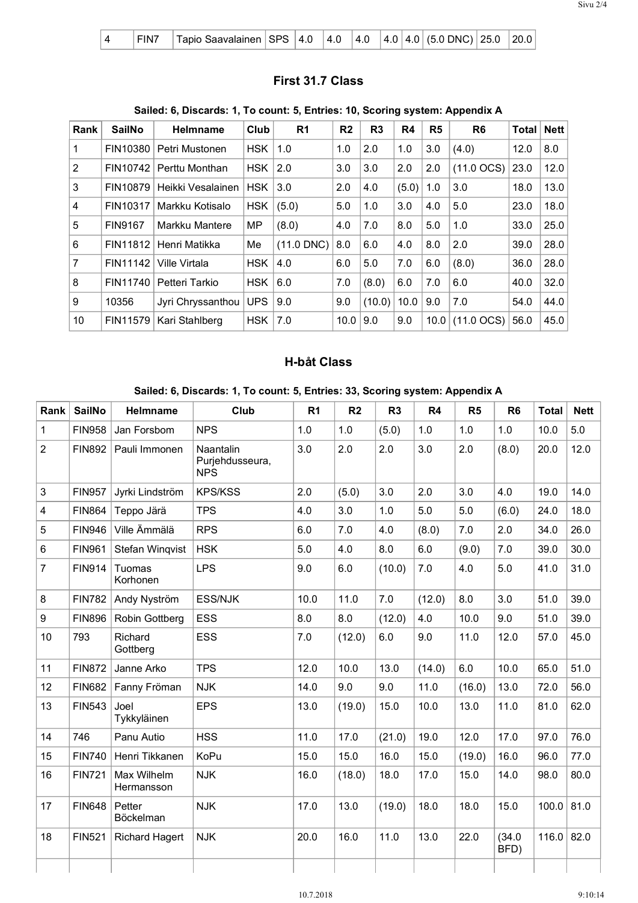| 4 | FIN7 | Tapio Saavalainen | SPS | 4.0 | 4.0 | 4.0 | 4.0 | 4.0 | (5.0 DNC) | 25.0 | 20.0 |
|---|---|---|---|---|---|---|---|---|---|---|---|

## First 31.7 Class

**Sailed: 6, Discards: 1, To count: 5, Entries: 10, Scoring system: Appendix A**

| Rank | SailNo | Helmname | Club | R1 | R2 | R3 | R4 | R5 | R6 | Total | Nett |
|---|---|---|---|---|---|---|---|---|---|---|---|
| 1 | FIN10380 | Petri Mustonen | HSK | 1.0 | 1.0 | 2.0 | 1.0 | 3.0 | (4.0) | 12.0 | 8.0 |
| 2 | FIN10742 | Perttu Monthan | HSK | 2.0 | 3.0 | 3.0 | 2.0 | 2.0 | (11.0 OCS) | 23.0 | 12.0 |
| 3 | FIN10879 | Heikki Vesalainen | HSK | 3.0 | 2.0 | 4.0 | (5.0) | 1.0 | 3.0 | 18.0 | 13.0 |
| 4 | FIN10317 | Markku Kotisalo | HSK | (5.0) | 5.0 | 1.0 | 3.0 | 4.0 | 5.0 | 23.0 | 18.0 |
| 5 | FIN9167 | Markku Mantere | MP | (8.0) | 4.0 | 7.0 | 8.0 | 5.0 | 1.0 | 33.0 | 25.0 |
| 6 | FIN11812 | Henri Matikka | Me | (11.0 DNC) | 8.0 | 6.0 | 4.0 | 8.0 | 2.0 | 39.0 | 28.0 |
| 7 | FIN11142 | Ville Virtala | HSK | 4.0 | 6.0 | 5.0 | 7.0 | 6.0 | (8.0) | 36.0 | 28.0 |
| 8 | FIN11740 | Petteri Tarkio | HSK | 6.0 | 7.0 | (8.0) | 6.0 | 7.0 | 6.0 | 40.0 | 32.0 |
| 9 | 10356 | Jyri Chryssanthou | UPS | 9.0 | 9.0 | (10.0) | 10.0 | 9.0 | 7.0 | 54.0 | 44.0 |
| 10 | FIN11579 | Kari Stahlberg | HSK | 7.0 | 10.0 | 9.0 | 9.0 | 10.0 | (11.0 OCS) | 56.0 | 45.0 |

## H-båt Class

**Sailed: 6, Discards: 1, To count: 5, Entries: 33, Scoring system: Appendix A**

| Rank | SailNo | Helmname | Club | R1 | R2 | R3 | R4 | R5 | R6 | Total | Nett |
|---|---|---|---|---|---|---|---|---|---|---|---|
| 1 | FIN958 | Jan Forsbom | NPS | 1.0 | 1.0 | (5.0) | 1.0 | 1.0 | 1.0 | 10.0 | 5.0 |
| 2 | FIN892 | Pauli Immonen | Naantalin Purjehdusseura, NPS | 3.0 | 2.0 | 2.0 | 3.0 | 2.0 | (8.0) | 20.0 | 12.0 |
| 3 | FIN957 | Jyrki Lindström | KPS/KSS | 2.0 | (5.0) | 3.0 | 2.0 | 3.0 | 4.0 | 19.0 | 14.0 |
| 4 | FIN864 | Teppo Järä | TPS | 4.0 | 3.0 | 1.0 | 5.0 | 5.0 | (6.0) | 24.0 | 18.0 |
| 5 | FIN946 | Ville Ämmälä | RPS | 6.0 | 7.0 | 4.0 | (8.0) | 7.0 | 2.0 | 34.0 | 26.0 |
| 6 | FIN961 | Stefan Winqvist | HSK | 5.0 | 4.0 | 8.0 | 6.0 | (9.0) | 7.0 | 39.0 | 30.0 |
| 7 | FIN914 | Tuomas Korhonen | LPS | 9.0 | 6.0 | (10.0) | 7.0 | 4.0 | 5.0 | 41.0 | 31.0 |
| 8 | FIN782 | Andy Nyström | ESS/NJK | 10.0 | 11.0 | 7.0 | (12.0) | 8.0 | 3.0 | 51.0 | 39.0 |
| 9 | FIN896 | Robin Gottberg | ESS | 8.0 | 8.0 | (12.0) | 4.0 | 10.0 | 9.0 | 51.0 | 39.0 |
| 10 | 793 | Richard Gottberg | ESS | 7.0 | (12.0) | 6.0 | 9.0 | 11.0 | 12.0 | 57.0 | 45.0 |
| 11 | FIN872 | Janne Arko | TPS | 12.0 | 10.0 | 13.0 | (14.0) | 6.0 | 10.0 | 65.0 | 51.0 |
| 12 | FIN682 | Fanny Fröman | NJK | 14.0 | 9.0 | 9.0 | 11.0 | (16.0) | 13.0 | 72.0 | 56.0 |
| 13 | FIN543 | Joel Tykkyläinen | EPS | 13.0 | (19.0) | 15.0 | 10.0 | 13.0 | 11.0 | 81.0 | 62.0 |
| 14 | 746 | Panu Autio | HSS | 11.0 | 17.0 | (21.0) | 19.0 | 12.0 | 17.0 | 97.0 | 76.0 |
| 15 | FIN740 | Henri Tikkanen | KoPu | 15.0 | 15.0 | 16.0 | 15.0 | (19.0) | 16.0 | 96.0 | 77.0 |
| 16 | FIN721 | Max Wilhelm Hermansson | NJK | 16.0 | (18.0) | 18.0 | 17.0 | 15.0 | 14.0 | 98.0 | 80.0 |
| 17 | FIN648 | Petter Böckelman | NJK | 17.0 | 13.0 | (19.0) | 18.0 | 18.0 | 15.0 | 100.0 | 81.0 |
| 18 | FIN521 | Richard Hagert | NJK | 20.0 | 16.0 | 11.0 | 13.0 | 22.0 | (34.0 BFD) | 116.0 | 82.0 |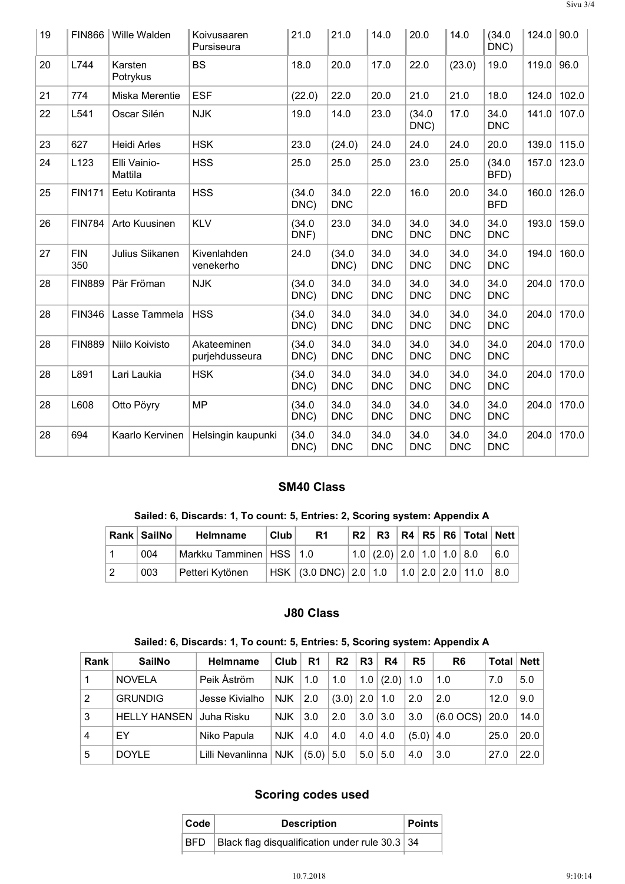| 19 | FIN866 | Wille Walden | Koivusaaren Pursiseura | 21.0 | 21.0 | 14.0 | 20.0 | 14.0 | (34.0 DNC) | 124.0 | 90.0 |
|---|---|---|---|---|---|---|---|---|---|---|---|
| 20 | L744 | Karsten Potrykus | BS | 18.0 | 20.0 | 17.0 | 22.0 | (23.0) | 19.0 | 119.0 | 96.0 |
| 21 | 774 | Miska Merentie | ESF | (22.0) | 22.0 | 20.0 | 21.0 | 21.0 | 18.0 | 124.0 | 102.0 |
| 22 | L541 | Oscar Silén | NJK | 19.0 | 14.0 | 23.0 | (34.0 DNC) | 17.0 | 34.0 DNC | 141.0 | 107.0 |
| 23 | 627 | Heidi Arles | HSK | 23.0 | (24.0) | 24.0 | 24.0 | 24.0 | 20.0 | 139.0 | 115.0 |
| 24 | L123 | Elli Vainio-Mattila | HSS | 25.0 | 25.0 | 25.0 | 23.0 | 25.0 | (34.0 BFD) | 157.0 | 123.0 |
| 25 | FIN171 | Eetu Kotiranta | HSS | (34.0 DNC) | 34.0 DNC | 22.0 | 16.0 | 20.0 | 34.0 BFD | 160.0 | 126.0 |
| 26 | FIN784 | Arto Kuusinen | KLV | (34.0 DNF) | 23.0 | 34.0 DNC | 34.0 DNC | 34.0 DNC | 34.0 DNC | 193.0 | 159.0 |
| 27 | FIN 350 | Julius Siikanen | Kivenlahden venekerho | 24.0 | (34.0 DNC) | 34.0 DNC | 34.0 DNC | 34.0 DNC | 34.0 DNC | 194.0 | 160.0 |
| 28 | FIN889 | Pär Fröman | NJK | (34.0 DNC) | 34.0 DNC | 34.0 DNC | 34.0 DNC | 34.0 DNC | 34.0 DNC | 204.0 | 170.0 |
| 28 | FIN346 | Lasse Tammela | HSS | (34.0 DNC) | 34.0 DNC | 34.0 DNC | 34.0 DNC | 34.0 DNC | 34.0 DNC | 204.0 | 170.0 |
| 28 | FIN889 | Niilo Koivisto | Akateeminen purjehdusseura | (34.0 DNC) | 34.0 DNC | 34.0 DNC | 34.0 DNC | 34.0 DNC | 34.0 DNC | 204.0 | 170.0 |
| 28 | L891 | Lari Laukia | HSK | (34.0 DNC) | 34.0 DNC | 34.0 DNC | 34.0 DNC | 34.0 DNC | 34.0 DNC | 204.0 | 170.0 |
| 28 | L608 | Otto Pöyry | MP | (34.0 DNC) | 34.0 DNC | 34.0 DNC | 34.0 DNC | 34.0 DNC | 34.0 DNC | 204.0 | 170.0 |
| 28 | 694 | Kaarlo Kervinen | Helsingin kaupunki | (34.0 DNC) | 34.0 DNC | 34.0 DNC | 34.0 DNC | 34.0 DNC | 34.0 DNC | 204.0 | 170.0 |

## SM40 Class

**Sailed: 6, Discards: 1, To count: 5, Entries: 2, Scoring system: Appendix A**

| Rank | SailNo | Helmname | Club | R1 | R2 | R3 | R4 | R5 | R6 | Total | Nett |
|---|---|---|---|---|---|---|---|---|---|---|---|
| 1 | 004 | Markku Tamminen | HSS | 1.0 | 1.0 | (2.0) | 2.0 | 1.0 | 1.0 | 8.0 | 6.0 |
| 2 | 003 | Petteri Kytönen | HSK | (3.0 DNC) | 2.0 | 1.0 | 1.0 | 2.0 | 2.0 | 11.0 | 8.0 |

## J80 Class

**Sailed: 6, Discards: 1, To count: 5, Entries: 5, Scoring system: Appendix A**

| Rank | SailNo | Helmname | Club | R1 | R2 | R3 | R4 | R5 | R6 | Total | Nett |
|---|---|---|---|---|---|---|---|---|---|---|---|
| 1 | NOVELA | Peik Åström | NJK | 1.0 | 1.0 | 1.0 | (2.0) | 1.0 | 1.0 | 7.0 | 5.0 |
| 2 | GRUNDIG | Jesse Kivialho | NJK | 2.0 | (3.0) | 2.0 | 1.0 | 2.0 | 2.0 | 12.0 | 9.0 |
| 3 | HELLY HANSEN | Juha Risku | NJK | 3.0 | 2.0 | 3.0 | 3.0 | 3.0 | (6.0 OCS) | 20.0 | 14.0 |
| 4 | EY | Niko Papula | NJK | 4.0 | 4.0 | 4.0 | 4.0 | (5.0) | 4.0 | 25.0 | 20.0 |
| 5 | DOYLE | Lilli Nevanlinna | NJK | (5.0) | 5.0 | 5.0 | 5.0 | 4.0 | 3.0 | 27.0 | 22.0 |

## Scoring codes used

| Code | Description | Points |
|---|---|---|
| BFD | Black flag disqualification under rule 30.3 | 34 |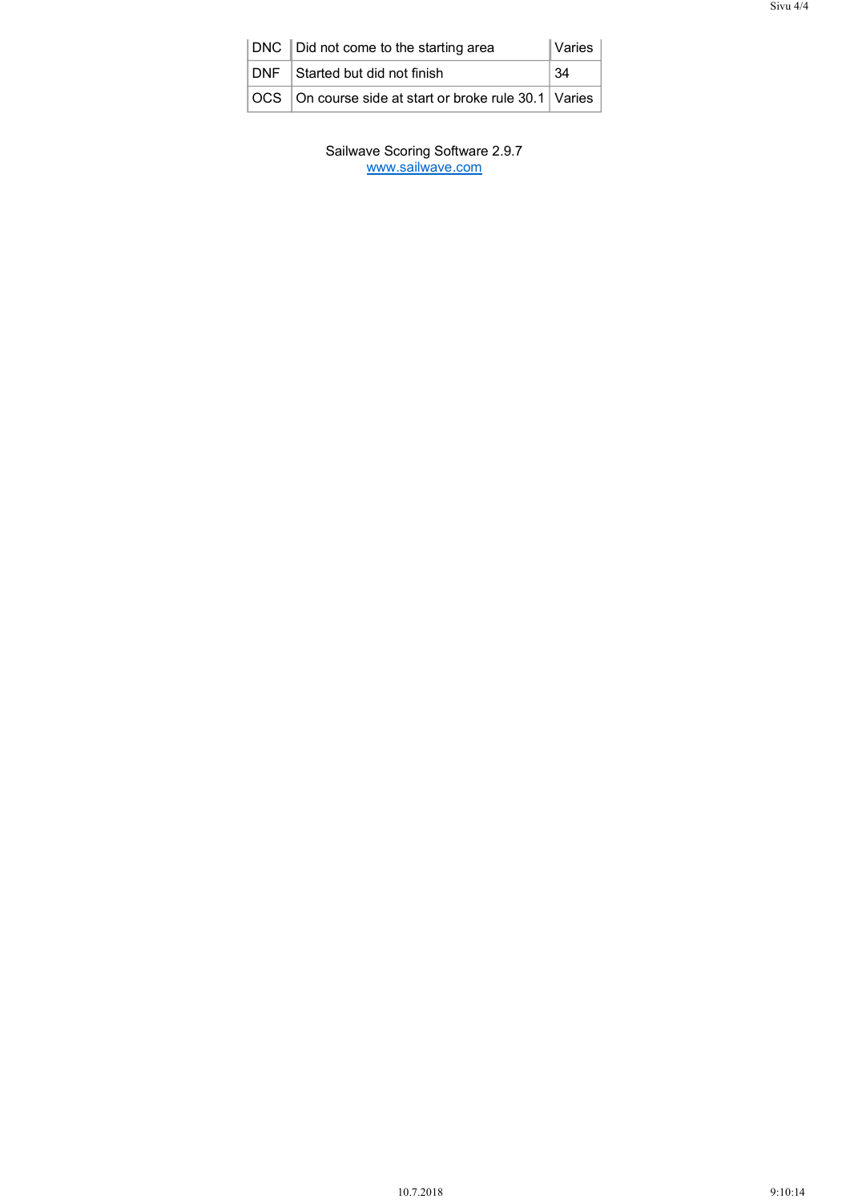| | | |
|---|---|---|
| DNC | Did not come to the starting area | Varies |
| DNF | Started but did not finish | 34 |
| OCS | On course side at start or broke rule 30.1 | Varies |

Sailwave Scoring Software 2.9.7
[www.sailwave.com](http://www.sailwave.com)